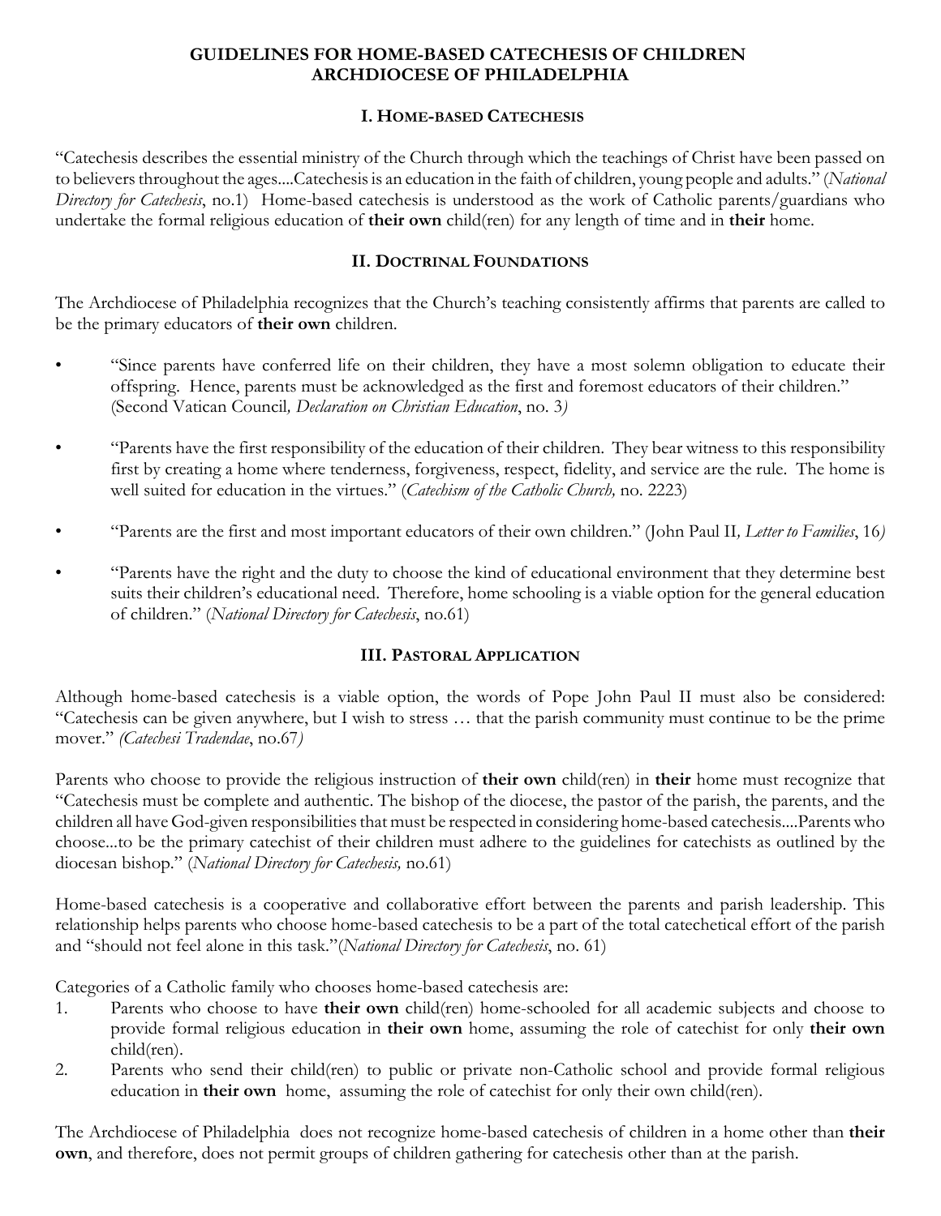# GUIDELINES FOR HOME-BASED CATECHESIS OF CHILDREN
# ARCHDIOCESE OF PHILADELPHIA

## I. HOME-BASED CATECHESIS

"Catechesis describes the essential ministry of the Church through which the teachings of Christ have been passed on to believers throughout the ages....Catechesis is an education in the faith of children, young people and adults." (*National Directory for Catechesis*, no.1) Home-based catechesis is understood as the work of Catholic parents/guardians who undertake the formal religious education of **their own** child(ren) for any length of time and in **their** home.

## II. DOCTRINAL FOUNDATIONS

The Archdiocese of Philadelphia recognizes that the Church's teaching consistently affirms that parents are called to be the primary educators of **their own** children.

- "Since parents have conferred life on their children, they have a most solemn obligation to educate their offspring. Hence, parents must be acknowledged as the first and foremost educators of their children." (Second Vatican Council*, Declaration on Christian Education*, no. 3*)*

- "Parents have the first responsibility of the education of their children. They bear witness to this responsibility first by creating a home where tenderness, forgiveness, respect, fidelity, and service are the rule. The home is well suited for education in the virtues." (*Catechism of the Catholic Church,* no. 2223)

- "Parents are the first and most important educators of their own children." (John Paul II*, Letter to Families*, 16*)*

- "Parents have the right and the duty to choose the kind of educational environment that they determine best suits their children's educational need. Therefore, home schooling is a viable option for the general education of children." (*National Directory for Catechesis*, no.61)

## III. PASTORAL APPLICATION

Although home-based catechesis is a viable option, the words of Pope John Paul II must also be considered: "Catechesis can be given anywhere, but I wish to stress … that the parish community must continue to be the prime mover." *(Catechesi Tradendae*, no.67*)*

Parents who choose to provide the religious instruction of **their own** child(ren) in **their** home must recognize that "Catechesis must be complete and authentic. The bishop of the diocese, the pastor of the parish, the parents, and the children all have God-given responsibilities that must be respected in considering home-based catechesis....Parents who choose...to be the primary catechist of their children must adhere to the guidelines for catechists as outlined by the diocesan bishop." (*National Directory for Catechesis,* no.61)

Home-based catechesis is a cooperative and collaborative effort between the parents and parish leadership. This relationship helps parents who choose home-based catechesis to be a part of the total catechetical effort of the parish and "should not feel alone in this task."(*National Directory for Catechesis*, no. 61)

Categories of a Catholic family who chooses home-based catechesis are:

1. Parents who choose to have **their own** child(ren) home-schooled for all academic subjects and choose to provide formal religious education in **their own** home, assuming the role of catechist for only **their own** child(ren).
2. Parents who send their child(ren) to public or private non-Catholic school and provide formal religious education in **their own** home, assuming the role of catechist for only their own child(ren).

The Archdiocese of Philadelphia does not recognize home-based catechesis of children in a home other than **their own**, and therefore, does not permit groups of children gathering for catechesis other than at the parish.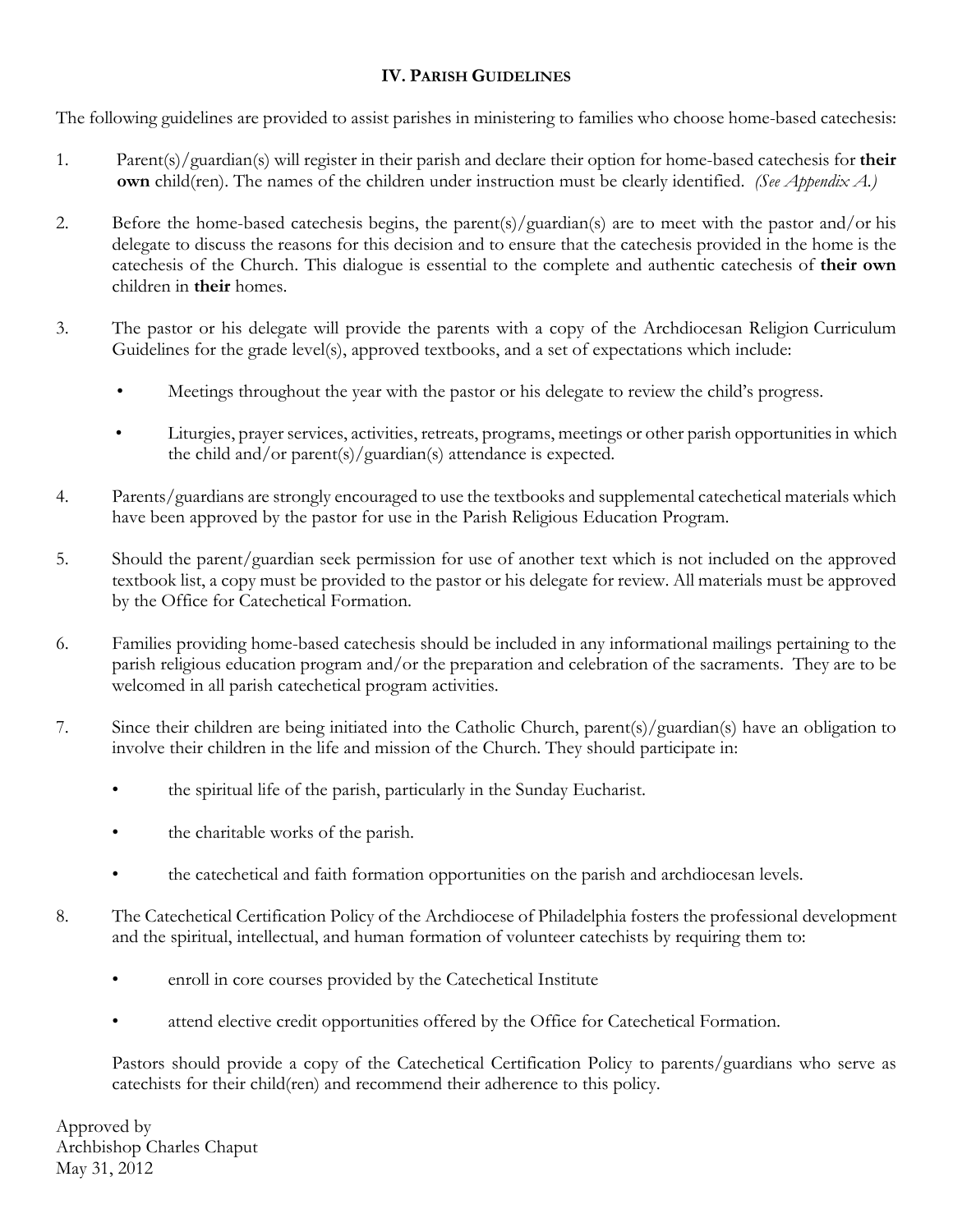## IV. Parish Guidelines

The following guidelines are provided to assist parishes in ministering to families who choose home-based catechesis:

1. Parent(s)/guardian(s) will register in their parish and declare their option for home-based catechesis for **their own** child(ren). The names of the children under instruction must be clearly identified. *(See Appendix A.)*

2. Before the home-based catechesis begins, the parent(s)/guardian(s) are to meet with the pastor and/or his delegate to discuss the reasons for this decision and to ensure that the catechesis provided in the home is the catechesis of the Church. This dialogue is essential to the complete and authentic catechesis of **their own** children in **their** homes.

3. The pastor or his delegate will provide the parents with a copy of the Archdiocesan Religion Curriculum Guidelines for the grade level(s), approved textbooks, and a set of expectations which include:
   - Meetings throughout the year with the pastor or his delegate to review the child's progress.
   - Liturgies, prayer services, activities, retreats, programs, meetings or other parish opportunities in which the child and/or parent(s)/guardian(s) attendance is expected.

4. Parents/guardians are strongly encouraged to use the textbooks and supplemental catechetical materials which have been approved by the pastor for use in the Parish Religious Education Program.

5. Should the parent/guardian seek permission for use of another text which is not included on the approved textbook list, a copy must be provided to the pastor or his delegate for review. All materials must be approved by the Office for Catechetical Formation.

6. Families providing home-based catechesis should be included in any informational mailings pertaining to the parish religious education program and/or the preparation and celebration of the sacraments. They are to be welcomed in all parish catechetical program activities.

7. Since their children are being initiated into the Catholic Church, parent(s)/guardian(s) have an obligation to involve their children in the life and mission of the Church. They should participate in:
   - the spiritual life of the parish, particularly in the Sunday Eucharist.
   - the charitable works of the parish.
   - the catechetical and faith formation opportunities on the parish and archdiocesan levels.

8. The Catechetical Certification Policy of the Archdiocese of Philadelphia fosters the professional development and the spiritual, intellectual, and human formation of volunteer catechists by requiring them to:
   - enroll in core courses provided by the Catechetical Institute
   - attend elective credit opportunities offered by the Office for Catechetical Formation.

   Pastors should provide a copy of the Catechetical Certification Policy to parents/guardians who serve as catechists for their child(ren) and recommend their adherence to this policy.

Approved by
Archbishop Charles Chaput
May 31, 2012